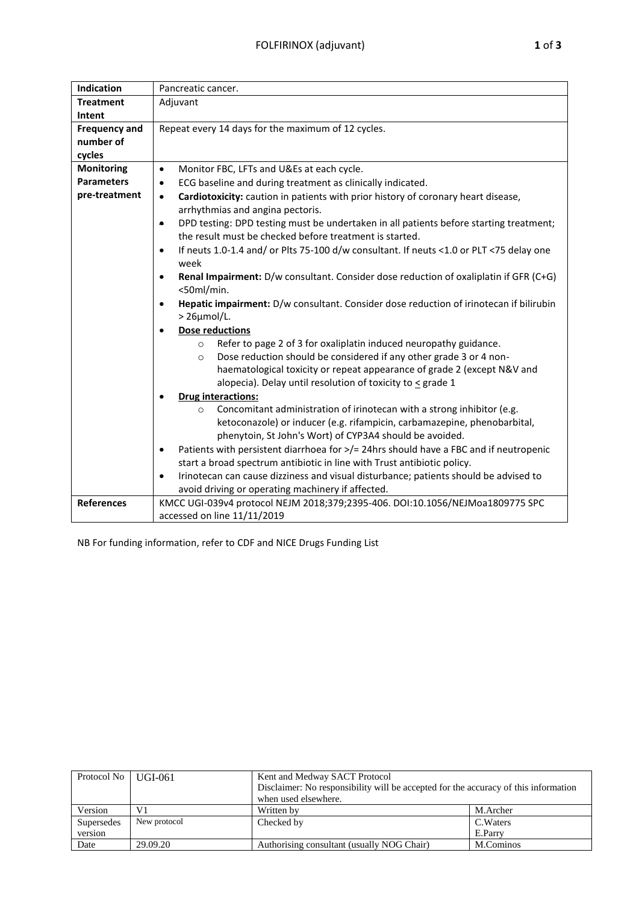# FOLFIRINOX (adjuvant)

| | |
|---|---|
| **Indication** | Pancreatic cancer. |
| **Treatment Intent** | Adjuvant |
| **Frequency and number of cycles** | Repeat every 14 days for the maximum of 12 cycles. |
| **Monitoring Parameters pre-treatment** | • Monitor FBC, LFTs and U&Es at each cycle.<br>• ECG baseline and during treatment as clinically indicated.<br>• **Cardiotoxicity:** caution in patients with prior history of coronary heart disease, arrhythmias and angina pectoris.<br>• DPD testing: DPD testing must be undertaken in all patients before starting treatment; the result must be checked before treatment is started.<br>• If neuts 1.0-1.4 and/ or Plts 75-100 d/w consultant. If neuts <1.0 or PLT <75 delay one week<br>• **Renal Impairment:** D/w consultant. Consider dose reduction of oxaliplatin if GFR (C+G) <50ml/min.<br>• **Hepatic impairment:** D/w consultant. Consider dose reduction of irinotecan if bilirubin > 26µmol/L.<br>• <u>**Dose reductions**</u><br>&nbsp;&nbsp;&nbsp;&nbsp;○ Refer to page 2 of 3 for oxaliplatin induced neuropathy guidance.<br>&nbsp;&nbsp;&nbsp;&nbsp;○ Dose reduction should be considered if any other grade 3 or 4 non-haematological toxicity or repeat appearance of grade 2 (except N&V and alopecia). Delay until resolution of toxicity to < grade 1<br>• <u>**Drug interactions:**</u><br>&nbsp;&nbsp;&nbsp;&nbsp;○ Concomitant administration of irinotecan with a strong inhibitor (e.g. ketoconazole) or inducer (e.g. rifampicin, carbamazepine, phenobarbital, phenytoin, St John's Wort) of CYP3A4 should be avoided.<br>• Patients with persistent diarrhoea for >/= 24hrs should have a FBC and if neutropenic start a broad spectrum antibiotic in line with Trust antibiotic policy.<br>• Irinotecan can cause dizziness and visual disturbance; patients should be advised to avoid driving or operating machinery if affected. |
| **References** | KMCC UGI-039v4 protocol NEJM 2018;379;2395-406. DOI:10.1056/NEJMoa1809775 SPC accessed on line 11/11/2019 |

NB For funding information, refer to CDF and NICE Drugs Funding List

| | | | |
|---|---|---|---|
| Protocol No | UGI-061 | Kent and Medway SACT Protocol<br>Disclaimer: No responsibility will be accepted for the accuracy of this information when used elsewhere. | |
| Version | V1 | Written by | M.Archer |
| Supersedes version | New protocol | Checked by | C.Waters<br>E.Parry |
| Date | 29.09.20 | Authorising consultant (usually NOG Chair) | M.Cominos |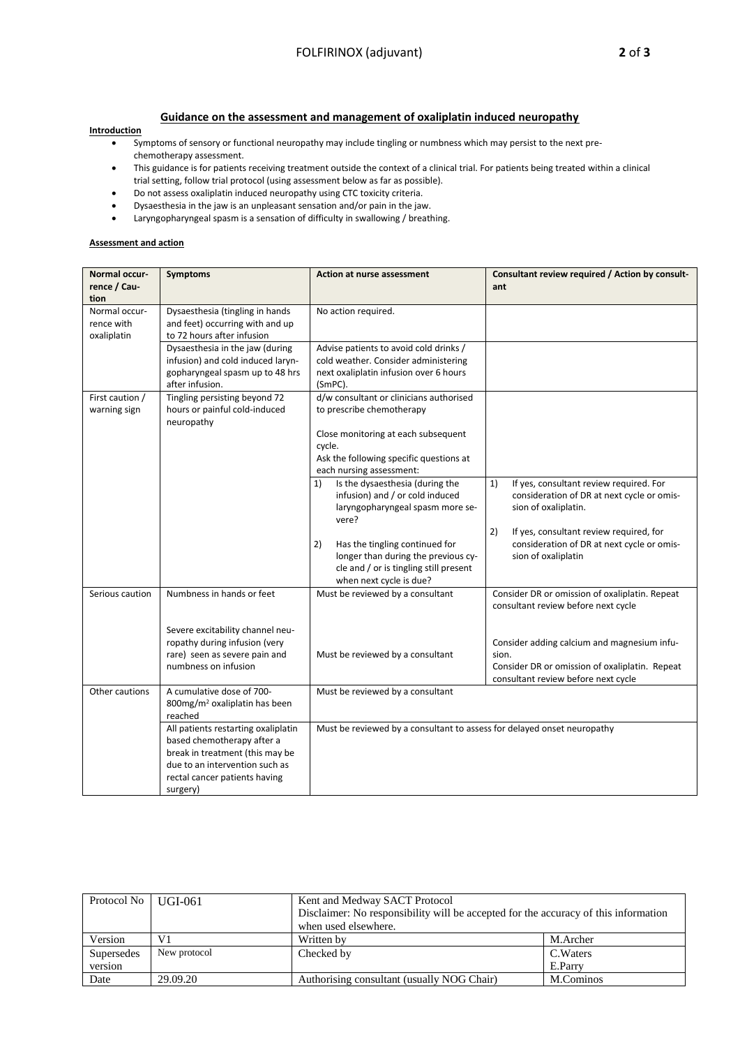## Guidance on the assessment and management of oxaliplatin induced neuropathy

**Introduction**

- Symptoms of sensory or functional neuropathy may include tingling or numbness which may persist to the next pre-chemotherapy assessment.
- This guidance is for patients receiving treatment outside the context of a clinical trial. For patients being treated within a clinical trial setting, follow trial protocol (using assessment below as far as possible).
- Do not assess oxaliplatin induced neuropathy using CTC toxicity criteria.
- Dysaesthesia in the jaw is an unpleasant sensation and/or pain in the jaw.
- Laryngopharyngeal spasm is a sensation of difficulty in swallowing / breathing.

**Assessment and action**

| Normal occurrence / Caution | Symptoms | Action at nurse assessment | Consultant review required / Action by consultant |
|---|---|---|---|
| Normal occurrence with oxaliplatin | Dysaesthesia (tingling in hands and feet) occurring with and up to 72 hours after infusion | No action required. | |
| | Dysaesthesia in the jaw (during infusion) and cold induced laryngopharyngeal spasm up to 48 hrs after infusion. | Advise patients to avoid cold drinks / cold weather. Consider administering next oxaliplatin infusion over 6 hours (SmPC). | |
| First caution / warning sign | Tingling persisting beyond 72 hours or painful cold-induced neuropathy | d/w consultant or clinicians authorised to prescribe chemotherapy<br><br>Close monitoring at each subsequent cycle.<br>Ask the following specific questions at each nursing assessment: | |
| | | 1) Is the dysaesthesia (during the infusion) and / or cold induced laryngopharyngeal spasm more severe?<br><br>2) Has the tingling continued for longer than during the previous cycle and / or is tingling still present when next cycle is due? | 1) If yes, consultant review required. For consideration of DR at next cycle or omission of oxaliplatin.<br><br>2) If yes, consultant review required, for consideration of DR at next cycle or omission of oxaliplatin |
| Serious caution | Numbness in hands or feet | Must be reviewed by a consultant | Consider DR or omission of oxaliplatin. Repeat consultant review before next cycle |
| | Severe excitability channel neuropathy during infusion (very rare) seen as severe pain and numbness on infusion | Must be reviewed by a consultant | Consider adding calcium and magnesium infusion.<br>Consider DR or omission of oxaliplatin. Repeat consultant review before next cycle |
| Other cautions | A cumulative dose of 700-800mg/m² oxaliplatin has been reached | Must be reviewed by a consultant | |
| | All patients restarting oxaliplatin based chemotherapy after a break in treatment (this may be due to an intervention such as rectal cancer patients having surgery) | Must be reviewed by a consultant to assess for delayed onset neuropathy | |

| Protocol No | UGI-061 | Kent and Medway SACT Protocol<br>Disclaimer: No responsibility will be accepted for the accuracy of this information when used elsewhere. | |
|---|---|---|---|
| Version | V1 | Written by | M.Archer |
| Supersedes version | New protocol | Checked by | C.Waters<br>E.Parry |
| Date | 29.09.20 | Authorising consultant (usually NOG Chair) | M.Cominos |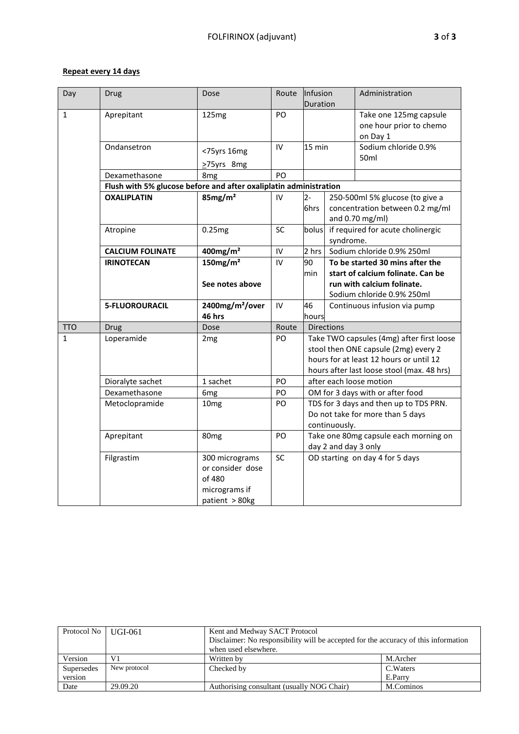**Repeat every 14 days**

| Day | Drug | Dose | Route | Infusion Duration | Administration |
|---|---|---|---|---|---|
| 1 | Aprepitant | 125mg | PO | | Take one 125mg capsule one hour prior to chemo on Day 1 |
| | Ondansetron | <75yrs 16mg<br>≥75yrs 8mg | IV | 15 min | Sodium chloride 0.9% 50ml |
| | Dexamethasone | 8mg | PO | | |
| | **Flush with 5% glucose before and after oxaliplatin administration** | | | | |
| | **OXALIPLATIN** | **85mg/m²** | IV | 2-6hrs | 250-500ml 5% glucose (to give a concentration between 0.2 mg/ml and 0.70 mg/ml) |
| | Atropine | 0.25mg | SC | bolus | if required for acute cholinergic syndrome. |
| | **CALCIUM FOLINATE** | **400mg/m²** | IV | 2 hrs | Sodium chloride 0.9% 250ml |
| | **IRINOTECAN** | **150mg/m²**<br><br>**See notes above** | IV | 90 min | **To be started 30 mins after the start of calcium folinate. Can be run with calcium folinate.** Sodium chloride 0.9% 250ml |
| | **5-FLUOROURACIL** | **2400mg/m²/over 46 hrs** | IV | 46 hours | Continuous infusion via pump |
| **TTO** | **Drug** | **Dose** | **Route** | **Directions** | |
| 1 | Loperamide | 2mg | PO | Take TWO capsules (4mg) after first loose stool then ONE capsule (2mg) every 2 hours for at least 12 hours or until 12 hours after last loose stool (max. 48 hrs) | |
| | Dioralyte sachet | 1 sachet | PO | after each loose motion | |
| | Dexamethasone | 6mg | PO | OM for 3 days with or after food | |
| | Metoclopramide | 10mg | PO | TDS for 3 days and then up to TDS PRN. Do not take for more than 5 days continuously. | |
| | Aprepitant | 80mg | PO | Take one 80mg capsule each morning on day 2 and day 3 only | |
| | Filgrastim | 300 micrograms or consider dose of 480 micrograms if patient > 80kg | SC | OD starting on day 4 for 5 days | |

| Protocol No | UGI-061 | Kent and Medway SACT Protocol<br>Disclaimer: No responsibility will be accepted for the accuracy of this information when used elsewhere. | |
|---|---|---|---|
| Version | V1 | Written by | M.Archer |
| Supersedes version | New protocol | Checked by | C.Waters<br>E.Parry |
| Date | 29.09.20 | Authorising consultant (usually NOG Chair) | M.Cominos |